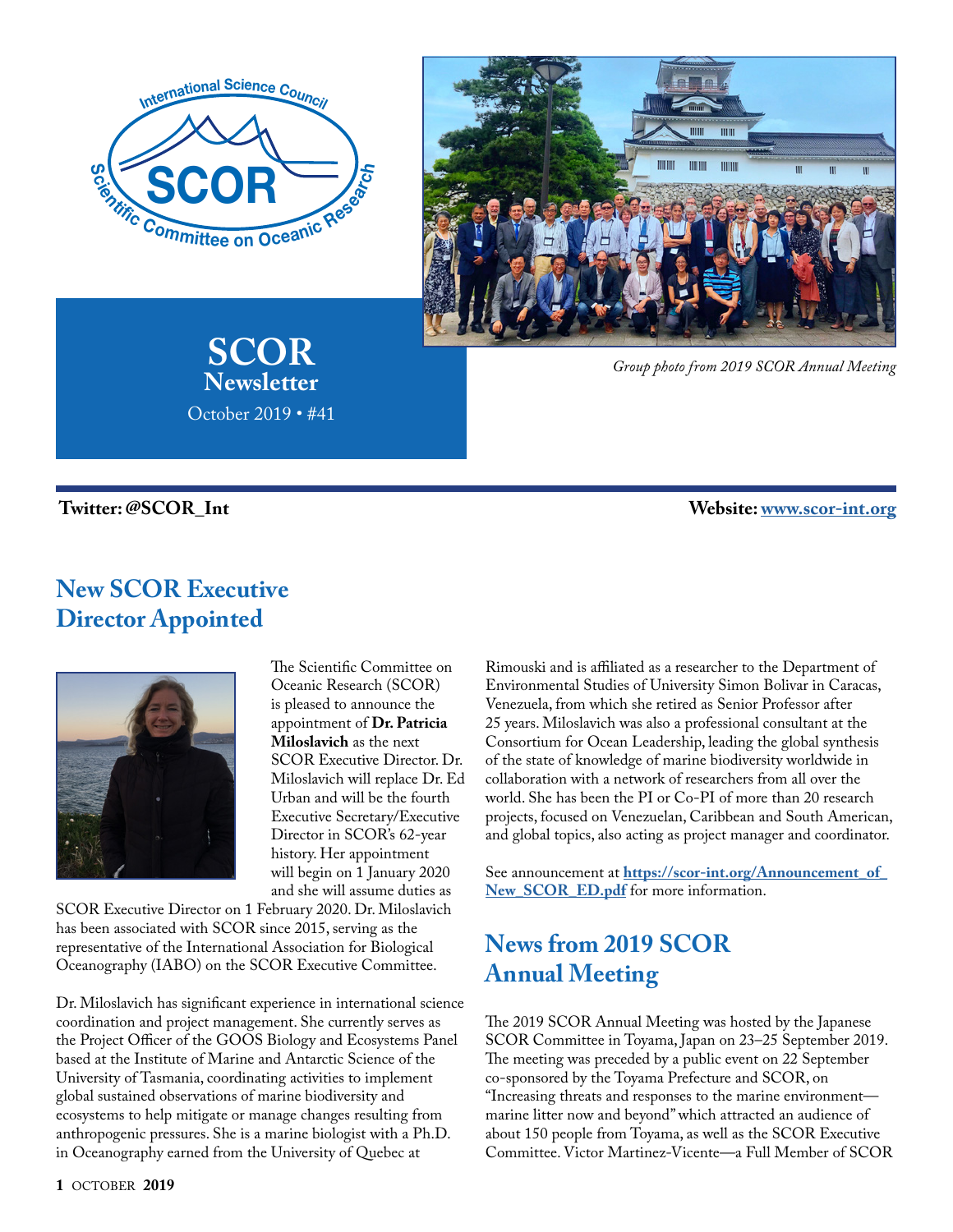# SCOR Newsletter

October 2019 • #41

*Group photo from 2019 SCOR Annual Meeting*

**Twitter: @SCOR_Int** **Website: [www.scor-int.org](www.scor-int.org)**

## New SCOR Executive Director Appointed

The Scientific Committee on Oceanic Research (SCOR) is pleased to announce the appointment of **Dr. Patricia Miloslavich** as the next SCOR Executive Director. Dr. Miloslavich will replace Dr. Ed Urban and will be the fourth Executive Secretary/Executive Director in SCOR's 62-year history. Her appointment will begin on 1 January 2020 and she will assume duties as SCOR Executive Director on 1 February 2020. Dr. Miloslavich has been associated with SCOR since 2015, serving as the representative of the International Association for Biological Oceanography (IABO) on the SCOR Executive Committee.

Dr. Miloslavich has significant experience in international science coordination and project management. She currently serves as the Project Officer of the GOOS Biology and Ecosystems Panel based at the Institute of Marine and Antarctic Science of the University of Tasmania, coordinating activities to implement global sustained observations of marine biodiversity and ecosystems to help mitigate or manage changes resulting from anthropogenic pressures. She is a marine biologist with a Ph.D. in Oceanography earned from the University of Quebec at Rimouski and is affiliated as a researcher to the Department of Environmental Studies of University Simon Bolivar in Caracas, Venezuela, from which she retired as Senior Professor after 25 years. Miloslavich was also a professional consultant at the Consortium for Ocean Leadership, leading the global synthesis of the state of knowledge of marine biodiversity worldwide in collaboration with a network of researchers from all over the world. She has been the PI or Co-PI of more than 20 research projects, focused on Venezuelan, Caribbean and South American, and global topics, also acting as project manager and coordinator.

See announcement at **[https://scor-int.org/Announcement_of_New_SCOR_ED.pdf](https://scor-int.org/Announcement_of_New_SCOR_ED.pdf)** for more information.

## News from 2019 SCOR Annual Meeting

The 2019 SCOR Annual Meeting was hosted by the Japanese SCOR Committee in Toyama, Japan on 23–25 September 2019. The meeting was preceded by a public event on 22 September co-sponsored by the Toyama Prefecture and SCOR, on "Increasing threats and responses to the marine environment—marine litter now and beyond" which attracted an audience of about 150 people from Toyama, as well as the SCOR Executive Committee. Victor Martinez-Vicente—a Full Member of SCOR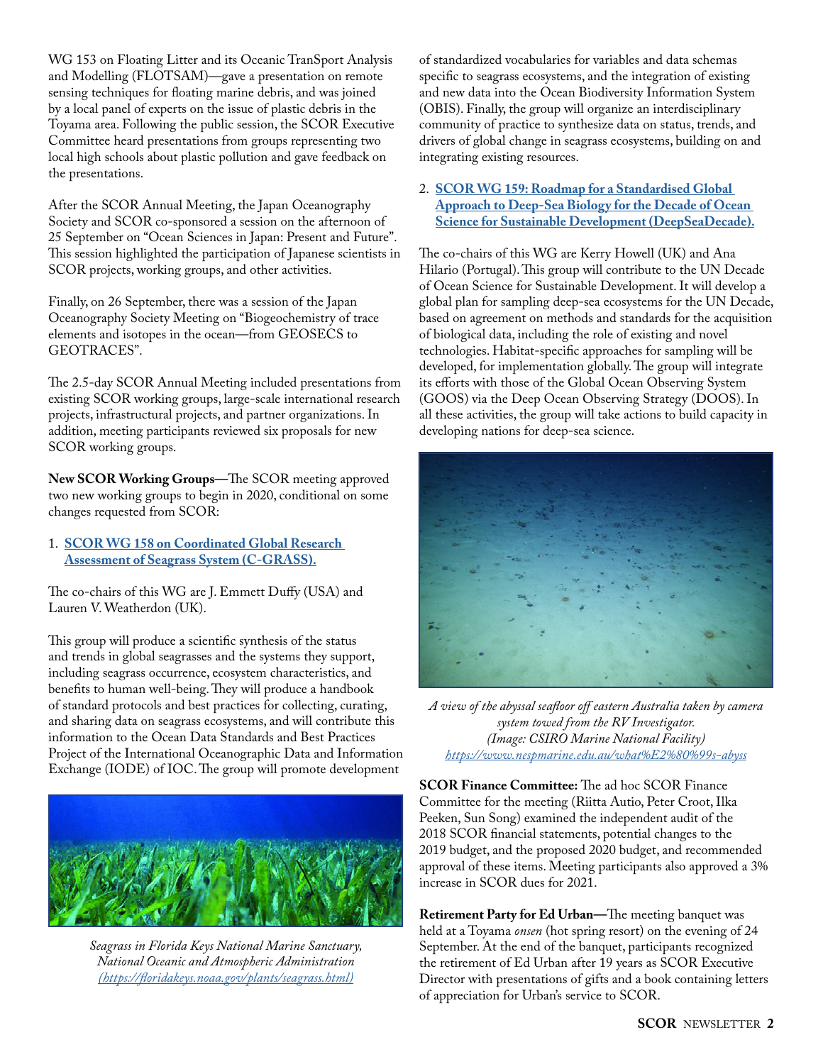WG 153 on Floating Litter and its Oceanic TranSport Analysis and Modelling (FLOTSAM)—gave a presentation on remote sensing techniques for floating marine debris, and was joined by a local panel of experts on the issue of plastic debris in the Toyama area. Following the public session, the SCOR Executive Committee heard presentations from groups representing two local high schools about plastic pollution and gave feedback on the presentations.

After the SCOR Annual Meeting, the Japan Oceanography Society and SCOR co-sponsored a session on the afternoon of 25 September on "Ocean Sciences in Japan: Present and Future". This session highlighted the participation of Japanese scientists in SCOR projects, working groups, and other activities.

Finally, on 26 September, there was a session of the Japan Oceanography Society Meeting on "Biogeochemistry of trace elements and isotopes in the ocean—from GEOSECS to GEOTRACES".

The 2.5-day SCOR Annual Meeting included presentations from existing SCOR working groups, large-scale international research projects, infrastructural projects, and partner organizations. In addition, meeting participants reviewed six proposals for new SCOR working groups.

**New SCOR Working Groups—**The SCOR meeting approved two new working groups to begin in 2020, conditional on some changes requested from SCOR:

1. **SCOR WG 158 on Coordinated Global Research Assessment of Seagrass System (C-GRASS).**

The co-chairs of this WG are J. Emmett Duffy (USA) and Lauren V. Weatherdon (UK).

This group will produce a scientific synthesis of the status and trends in global seagrasses and the systems they support, including seagrass occurrence, ecosystem characteristics, and benefits to human well-being. They will produce a handbook of standard protocols and best practices for collecting, curating, and sharing data on seagrass ecosystems, and will contribute this information to the Ocean Data Standards and Best Practices Project of the International Oceanographic Data and Information Exchange (IODE) of IOC. The group will promote development of standardized vocabularies for variables and data schemas specific to seagrass ecosystems, and the integration of existing and new data into the Ocean Biodiversity Information System (OBIS). Finally, the group will organize an interdisciplinary community of practice to synthesize data on status, trends, and drivers of global change in seagrass ecosystems, building on and integrating existing resources.

*Seagrass in Florida Keys National Marine Sanctuary, National Oceanic and Atmospheric Administration (https://floridakeys.noaa.gov/plants/seagrass.html)*

2. **SCOR WG 159: Roadmap for a Standardised Global Approach to Deep-Sea Biology for the Decade of Ocean Science for Sustainable Development (DeepSeaDecade).**

The co-chairs of this WG are Kerry Howell (UK) and Ana Hilario (Portugal). This group will contribute to the UN Decade of Ocean Science for Sustainable Development. It will develop a global plan for sampling deep-sea ecosystems for the UN Decade, based on agreement on methods and standards for the acquisition of biological data, including the role of existing and novel technologies. Habitat-specific approaches for sampling will be developed, for implementation globally. The group will integrate its efforts with those of the Global Ocean Observing System (GOOS) via the Deep Ocean Observing Strategy (DOOS). In all these activities, the group will take actions to build capacity in developing nations for deep-sea science.

*A view of the abyssal seafloor off eastern Australia taken by camera system towed from the RV Investigator. (Image: CSIRO Marine National Facility) https://www.nespmarine.edu.au/what%E2%80%99s-abyss*

**SCOR Finance Committee:** The ad hoc SCOR Finance Committee for the meeting (Riitta Autio, Peter Croot, Ilka Peeken, Sun Song) examined the independent audit of the 2018 SCOR financial statements, potential changes to the 2019 budget, and the proposed 2020 budget, and recommended approval of these items. Meeting participants also approved a 3% increase in SCOR dues for 2021.

**Retirement Party for Ed Urban—**The meeting banquet was held at a Toyama *onsen* (hot spring resort) on the evening of 24 September. At the end of the banquet, participants recognized the retirement of Ed Urban after 19 years as SCOR Executive Director with presentations of gifts and a book containing letters of appreciation for Urban's service to SCOR.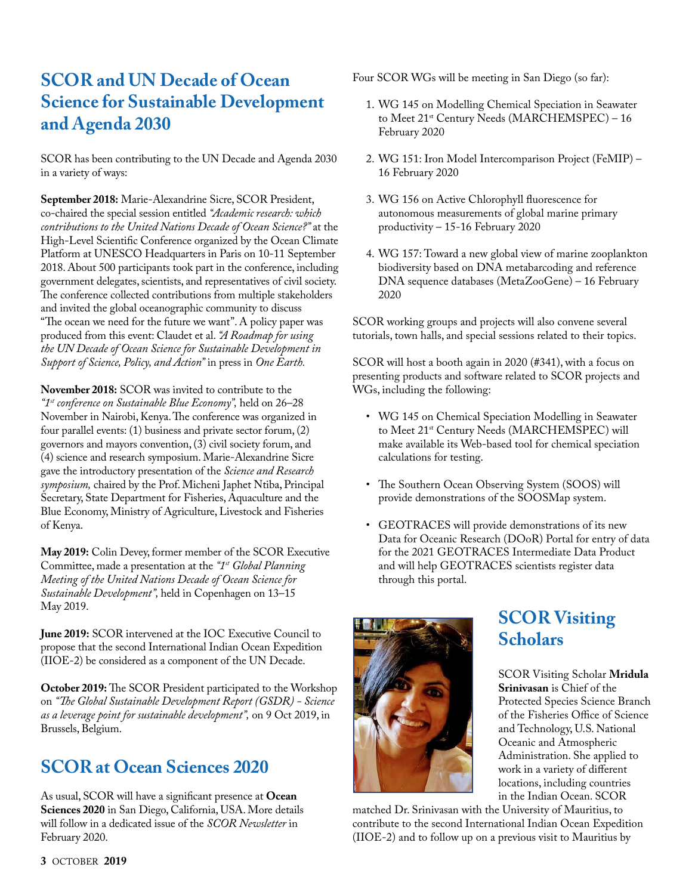## SCOR and UN Decade of Ocean Science for Sustainable Development and Agenda 2030

SCOR has been contributing to the UN Decade and Agenda 2030 in a variety of ways:

**September 2018:** Marie-Alexandrine Sicre, SCOR President, co-chaired the special session entitled *"Academic research: which contributions to the United Nations Decade of Ocean Science?"* at the High-Level Scientific Conference organized by the Ocean Climate Platform at UNESCO Headquarters in Paris on 10-11 September 2018. About 500 participants took part in the conference, including government delegates, scientists, and representatives of civil society. The conference collected contributions from multiple stakeholders and invited the global oceanographic community to discuss "The ocean we need for the future we want". A policy paper was produced from this event: Claudet et al. *"A Roadmap for using the UN Decade of Ocean Science for Sustainable Development in Support of Science, Policy, and Action"* in press in *One Earth*.

**November 2018:** SCOR was invited to contribute to the *"1st conference on Sustainable Blue Economy",* held on 26–28 November in Nairobi, Kenya. The conference was organized in four parallel events: (1) business and private sector forum, (2) governors and mayors convention, (3) civil society forum, and (4) science and research symposium. Marie-Alexandrine Sicre gave the introductory presentation of the *Science and Research symposium,* chaired by the Prof. Micheni Japhet Ntiba, Principal Secretary, State Department for Fisheries, Aquaculture and the Blue Economy, Ministry of Agriculture, Livestock and Fisheries of Kenya.

**May 2019:** Colin Devey, former member of the SCOR Executive Committee, made a presentation at the *"1st Global Planning Meeting of the United Nations Decade of Ocean Science for Sustainable Development",* held in Copenhagen on 13–15 May 2019.

**June 2019:** SCOR intervened at the IOC Executive Council to propose that the second International Indian Ocean Expedition (IIOE-2) be considered as a component of the UN Decade.

**October 2019:** The SCOR President participated to the Workshop on *"The Global Sustainable Development Report (GSDR) - Science as a leverage point for sustainable development",* on 9 Oct 2019, in Brussels, Belgium.

## SCOR at Ocean Sciences 2020

As usual, SCOR will have a significant presence at **Ocean Sciences 2020** in San Diego, California, USA. More details will follow in a dedicated issue of the *SCOR Newsletter* in February 2020.

Four SCOR WGs will be meeting in San Diego (so far):

1. WG 145 on Modelling Chemical Speciation in Seawater to Meet 21st Century Needs (MARCHEMSPEC) – 16 February 2020
2. WG 151: Iron Model Intercomparison Project (FeMIP) – 16 February 2020
3. WG 156 on Active Chlorophyll fluorescence for autonomous measurements of global marine primary productivity – 15-16 February 2020
4. WG 157: Toward a new global view of marine zooplankton biodiversity based on DNA metabarcoding and reference DNA sequence databases (MetaZooGene) – 16 February 2020

SCOR working groups and projects will also convene several tutorials, town halls, and special sessions related to their topics.

SCOR will host a booth again in 2020 (#341), with a focus on presenting products and software related to SCOR projects and WGs, including the following:

- WG 145 on Chemical Speciation Modelling in Seawater to Meet 21st Century Needs (MARCHEMSPEC) will make available its Web-based tool for chemical speciation calculations for testing.
- The Southern Ocean Observing System (SOOS) will provide demonstrations of the SOOSMap system.
- GEOTRACES will provide demonstrations of its new Data for Oceanic Research (DOoR) Portal for entry of data for the 2021 GEOTRACES Intermediate Data Product and will help GEOTRACES scientists register data through this portal.

## SCOR Visiting Scholars

SCOR Visiting Scholar **Mridula Srinivasan** is Chief of the Protected Species Science Branch of the Fisheries Office of Science and Technology, U.S. National Oceanic and Atmospheric Administration. She applied to work in a variety of different locations, including countries in the Indian Ocean. SCOR matched Dr. Srinivasan with the University of Mauritius, to contribute to the second International Indian Ocean Expedition (IIOE-2) and to follow up on a previous visit to Mauritius by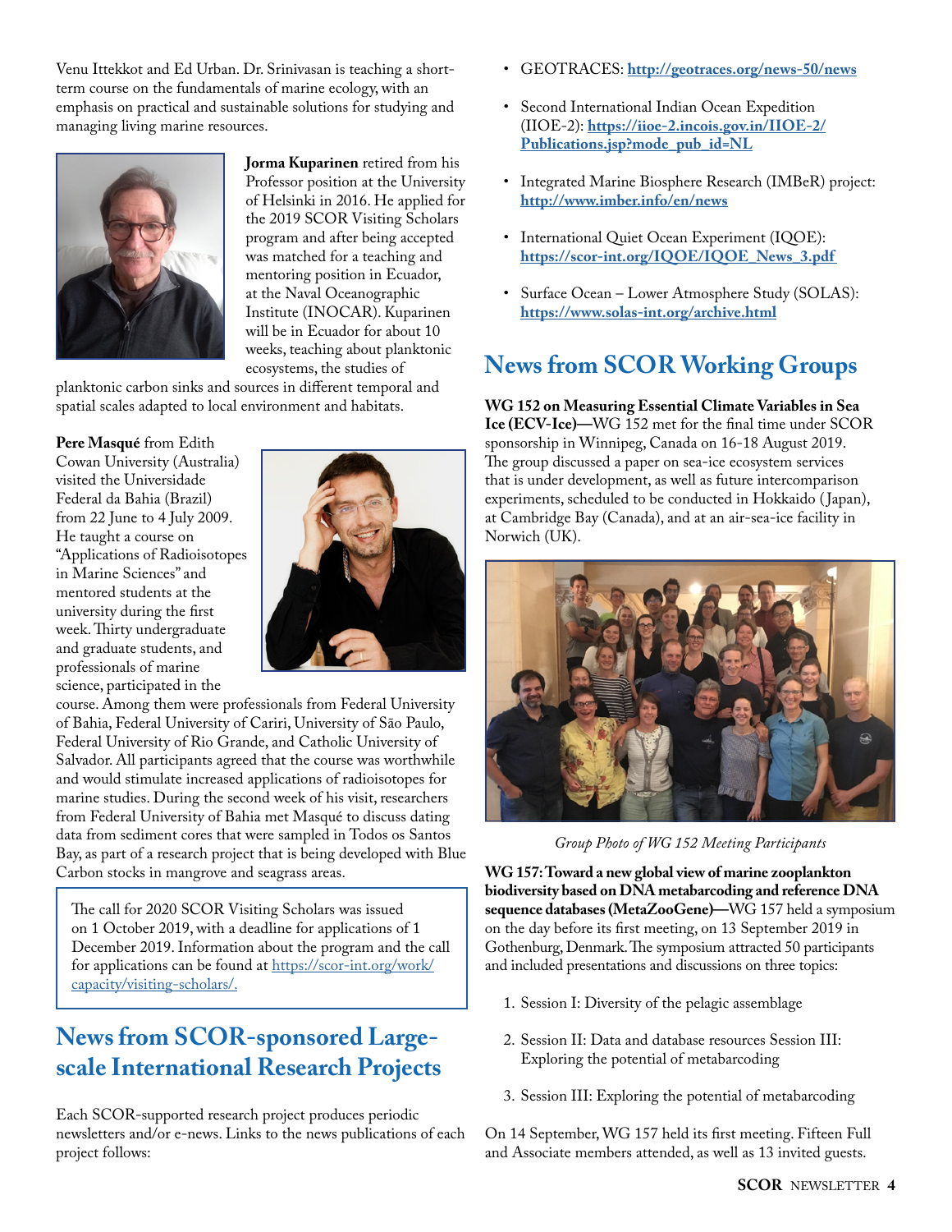Venu Ittekkot and Ed Urban. Dr. Srinivasan is teaching a short-term course on the fundamentals of marine ecology, with an emphasis on practical and sustainable solutions for studying and managing living marine resources.

**Jorma Kuparinen** retired from his Professor position at the University of Helsinki in 2016. He applied for the 2019 SCOR Visiting Scholars program and after being accepted was matched for a teaching and mentoring position in Ecuador, at the Naval Oceanographic Institute (INOCAR). Kuparinen will be in Ecuador for about 10 weeks, teaching about planktonic ecosystems, the studies of planktonic carbon sinks and sources in different temporal and spatial scales adapted to local environment and habitats.

**Pere Masqué** from Edith Cowan University (Australia) visited the Universidade Federal da Bahia (Brazil) from 22 June to 4 July 2009. He taught a course on "Applications of Radioisotopes in Marine Sciences" and mentored students at the university during the first week. Thirty undergraduate and graduate students, and professionals of marine science, participated in the course. Among them were professionals from Federal University of Bahia, Federal University of Cariri, University of São Paulo, Federal University of Rio Grande, and Catholic University of Salvador. All participants agreed that the course was worthwhile and would stimulate increased applications of radioisotopes for marine studies. During the second week of his visit, researchers from Federal University of Bahia met Masqué to discuss dating data from sediment cores that were sampled in Todos os Santos Bay, as part of a research project that is being developed with Blue Carbon stocks in mangrove and seagrass areas.

The call for 2020 SCOR Visiting Scholars was issued on 1 October 2019, with a deadline for applications of 1 December 2019. Information about the program and the call for applications can be found at https://scor-int.org/work/capacity/visiting-scholars/.

## News from SCOR-sponsored Large-scale International Research Projects

Each SCOR-supported research project produces periodic newsletters and/or e-news. Links to the news publications of each project follows:

- GEOTRACES: **http://geotraces.org/news-50/news**
- Second International Indian Ocean Expedition (IIOE-2): **https://iioe-2.incois.gov.in/IIOE-2/Publications.jsp?mode_pub_id=NL**
- Integrated Marine Biosphere Research (IMBeR) project: **http://www.imber.info/en/news**
- International Quiet Ocean Experiment (IQOE): **https://scor-int.org/IQOE/IQOE_News_3.pdf**
- Surface Ocean – Lower Atmosphere Study (SOLAS): **https://www.solas-int.org/archive.html**

## News from SCOR Working Groups

**WG 152 on Measuring Essential Climate Variables in Sea Ice (ECV-Ice)**—WG 152 met for the final time under SCOR sponsorship in Winnipeg, Canada on 16-18 August 2019. The group discussed a paper on sea-ice ecosystem services that is under development, as well as future intercomparison experiments, scheduled to be conducted in Hokkaido (Japan), at Cambridge Bay (Canada), and at an air-sea-ice facility in Norwich (UK).

*Group Photo of WG 152 Meeting Participants*

**WG 157: Toward a new global view of marine zooplankton biodiversity based on DNA metabarcoding and reference DNA sequence databases (MetaZooGene)**—WG 157 held a symposium on the day before its first meeting, on 13 September 2019 in Gothenburg, Denmark. The symposium attracted 50 participants and included presentations and discussions on three topics:

1. Session I: Diversity of the pelagic assemblage
2. Session II: Data and database resources Session III: Exploring the potential of metabarcoding
3. Session III: Exploring the potential of metabarcoding

On 14 September, WG 157 held its first meeting. Fifteen Full and Associate members attended, as well as 13 invited guests.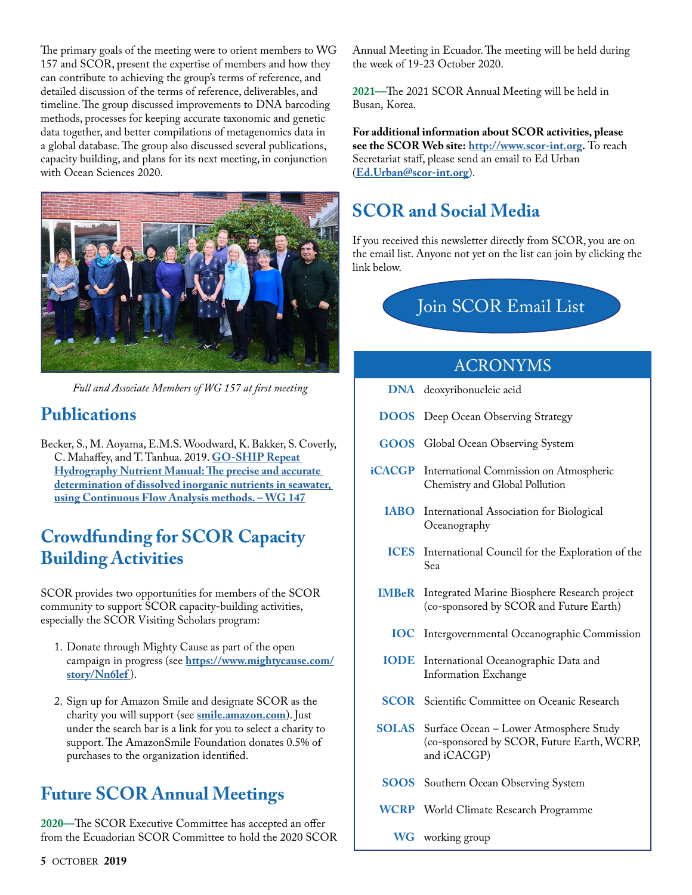The primary goals of the meeting were to orient members to WG 157 and SCOR, present the expertise of members and how they can contribute to achieving the group's terms of reference, and detailed discussion of the terms of reference, deliverables, and timeline. The group discussed improvements to DNA barcoding methods, processes for keeping accurate taxonomic and genetic data together, and better compilations of metagenomics data in a global database. The group also discussed several publications, capacity building, and plans for its next meeting, in conjunction with Ocean Sciences 2020.

*Full and Associate Members of WG 157 at first meeting*

## Publications

Becker, S., M. Aoyama, E.M.S. Woodward, K. Bakker, S. Coverly, C. Mahaffey, and T. Tanhua. 2019. **GO-SHIP Repeat Hydrography Nutrient Manual: The precise and accurate determination of dissolved inorganic nutrients in seawater, using Continuous Flow Analysis methods. – WG 147**

## Crowdfunding for SCOR Capacity Building Activities

SCOR provides two opportunities for members of the SCOR community to support SCOR capacity-building activities, especially the SCOR Visiting Scholars program:

1. Donate through Mighty Cause as part of the open campaign in progress (see **https://www.mightycause.com/story/Nn6lef**).
2. Sign up for Amazon Smile and designate SCOR as the charity you will support (see **smile.amazon.com**). Just under the search bar is a link for you to select a charity to support. The AmazonSmile Foundation donates 0.5% of purchases to the organization identified.

## Future SCOR Annual Meetings

**2020—**The SCOR Executive Committee has accepted an offer from the Ecuadorian SCOR Committee to hold the 2020 SCOR Annual Meeting in Ecuador. The meeting will be held during the week of 19-23 October 2020.

**2021—**The 2021 SCOR Annual Meeting will be held in Busan, Korea.

**For additional information about SCOR activities, please see the SCOR Web site: http://www.scor-int.org.** To reach Secretariat staff, please send an email to Ed Urban (**Ed.Urban@scor-int.org**).

## SCOR and Social Media

If you received this newsletter directly from SCOR, you are on the email list. Anyone not yet on the list can join by clicking the link below.

Join SCOR Email List

## ACRONYMS

| | |
|---|---|
| **DNA** | deoxyribonucleic acid |
| **DOOS** | Deep Ocean Observing Strategy |
| **GOOS** | Global Ocean Observing System |
| **iCACGP** | International Commission on Atmospheric Chemistry and Global Pollution |
| **IABO** | International Association for Biological Oceanography |
| **ICES** | International Council for the Exploration of the Sea |
| **IMBeR** | Integrated Marine Biosphere Research project (co-sponsored by SCOR and Future Earth) |
| **IOC** | Intergovernmental Oceanographic Commission |
| **IODE** | International Oceanographic Data and Information Exchange |
| **SCOR** | Scientific Committee on Oceanic Research |
| **SOLAS** | Surface Ocean – Lower Atmosphere Study (co-sponsored by SCOR, Future Earth, WCRP, and iCACGP) |
| **SOOS** | Southern Ocean Observing System |
| **WCRP** | World Climate Research Programme |
| **WG** | working group |